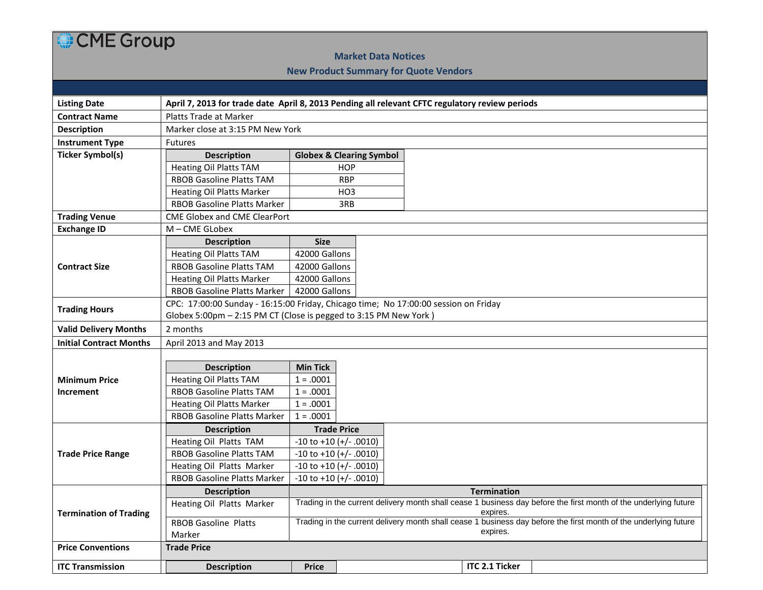# CME Group

## Market Data Notices

## New Product Summary for Quote Vendors

| | |
|---|---|
| **Listing Date** | **April 7, 2013 for trade date April 8, 2013 Pending all relevant CFTC regulatory review periods** |
| **Contract Name** | Platts Trade at Marker |
| **Description** | Marker close at 3:15 PM New York |
| **Instrument Type** | Futures |

**Ticker Symbol(s)**

| Description | Globex & Clearing Symbol |
|---|---|
| Heating Oil Platts TAM | HOP |
| RBOB Gasoline Platts TAM | RBP |
| Heating Oil Platts Marker | HO3 |
| RBOB Gasoline Platts Marker | 3RB |

| | |
|---|---|
| **Trading Venue** | CME Globex and CME ClearPort |
| **Exchange ID** | M – CME GLobex |

**Contract Size**

| Description | Size |
|---|---|
| Heating Oil Platts TAM | 42000 Gallons |
| RBOB Gasoline Platts TAM | 42000 Gallons |
| Heating Oil Platts Marker | 42000 Gallons |
| RBOB Gasoline Platts Marker | 42000 Gallons |

| | |
|---|---|
| **Trading Hours** | CPC: 17:00:00 Sunday - 16:15:00 Friday, Chicago time; No 17:00:00 session on Friday<br>Globex 5:00pm – 2:15 PM CT (Close is pegged to 3:15 PM New York ) |
| **Valid Delivery Months** | 2 months |
| **Initial Contract Months** | April 2013 and May 2013 |

**Minimum Price Increment**

| Description | Min Tick |
|---|---|
| Heating Oil Platts TAM | 1 = .0001 |
| RBOB Gasoline Platts TAM | 1 = .0001 |
| Heating Oil Platts Marker | 1 = .0001 |
| RBOB Gasoline Platts Marker | 1 = .0001 |

**Trade Price Range**

| Description | Trade Price |
|---|---|
| Heating Oil Platts TAM | -10 to +10 (+/- .0010) |
| RBOB Gasoline Platts TAM | -10 to +10 (+/- .0010) |
| Heating Oil Platts Marker | -10 to +10 (+/- .0010) |
| RBOB Gasoline Platts Marker | -10 to +10 (+/- .0010) |

**Termination of Trading**

| Description | Termination |
|---|---|
| Heating Oil Platts Marker | Trading in the current delivery month shall cease 1 business day before the first month of the underlying future expires. |
| RBOB Gasoline Platts Marker | Trading in the current delivery month shall cease 1 business day before the first month of the underlying future expires. |

| | |
|---|---|
| **Price Conventions** | **Trade Price** |

**ITC Transmission**

| Description | Price | | ITC 2.1 Ticker | |
|---|---|---|---|---|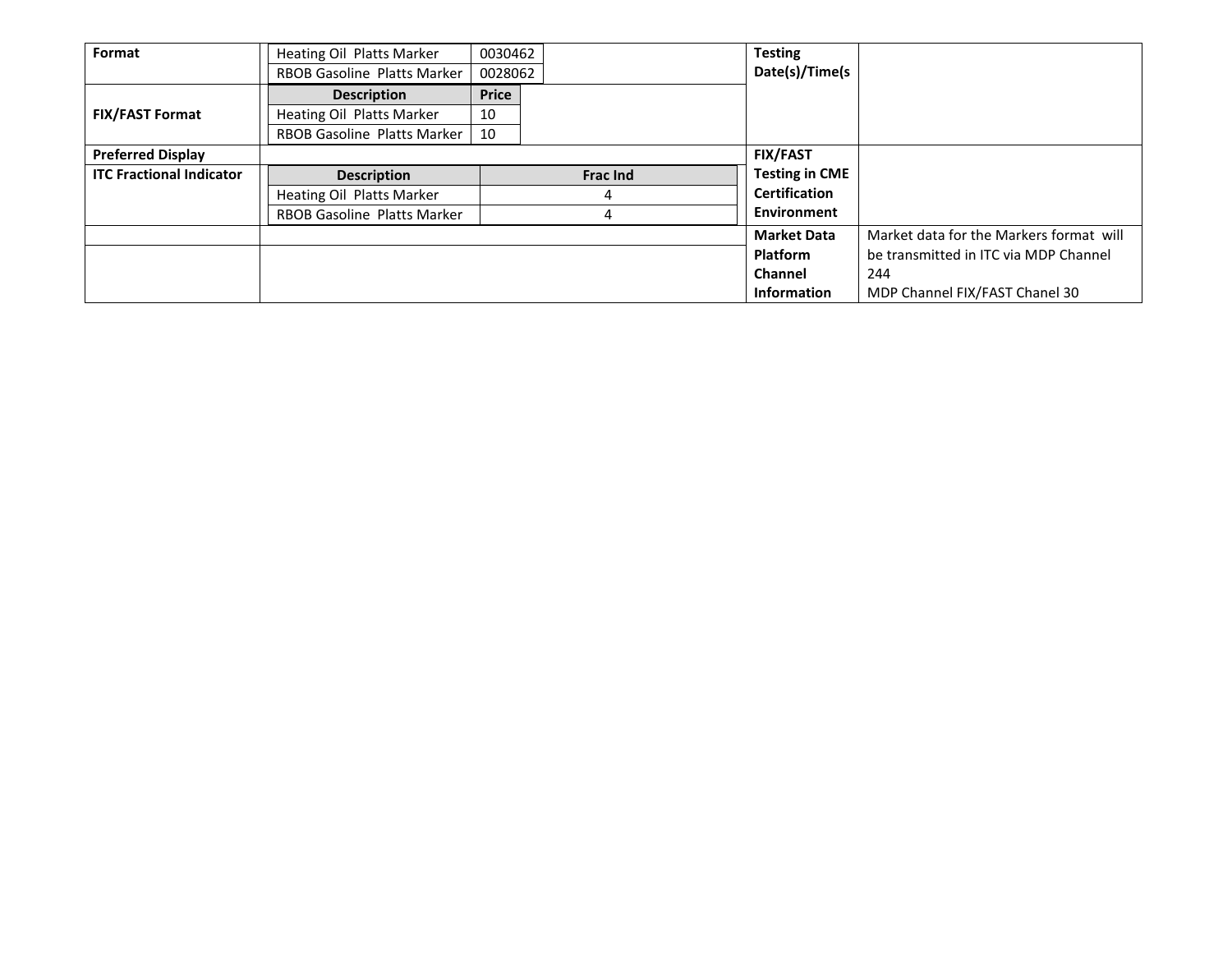| | | | |
|---|---|---|---|
| **Format** | Heating Oil Platts Marker: 0030462<br>RBOB Gasoline Platts Marker: 0028062 | **Testing Date(s)/Time(s** | |
| **FIX/FAST Format** | **Description** / **Price**<br>Heating Oil Platts Marker: 10<br>RBOB Gasoline Platts Marker: 10 | | |
| **Preferred Display** | | **FIX/FAST Testing in CME Certification Environment** | |
| **ITC Fractional Indicator** | **Description** / **Frac Ind**<br>Heating Oil Platts Marker: 4<br>RBOB Gasoline Platts Marker: 4 | | |
| | | **Market Data Platform Channel Information** | Market data for the Markers format will be transmitted in ITC via MDP Channel 244<br>MDP Channel FIX/FAST Chanel 30 |
| | | | |